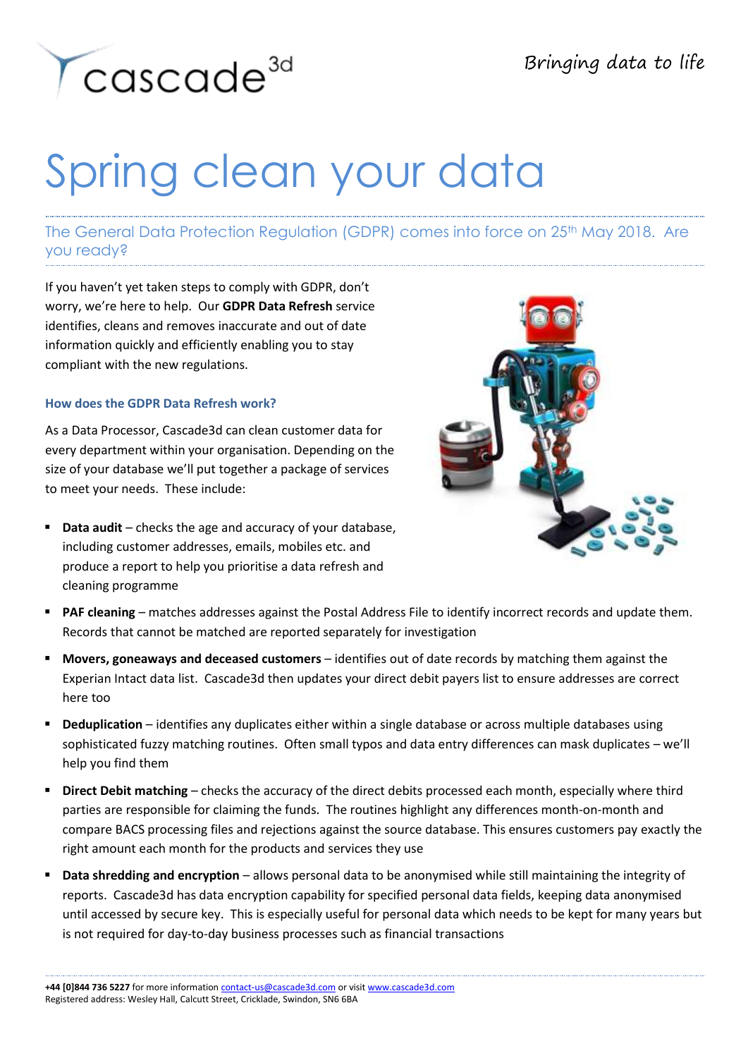cascade[3d]

*Bringing data to life*

# Spring clean your data

## The General Data Protection Regulation (GDPR) comes into force on 25th May 2018. Are you ready?

If you haven't yet taken steps to comply with GDPR, don't worry, we're here to help. Our **GDPR Data Refresh** service identifies, cleans and removes inaccurate and out of date information quickly and efficiently enabling you to stay compliant with the new regulations.

### How does the GDPR Data Refresh work?

As a Data Processor, Cascade3d can clean customer data for every department within your organisation. Depending on the size of your database we'll put together a package of services to meet your needs. These include:

- **Data audit** – checks the age and accuracy of your database, including customer addresses, emails, mobiles etc. and produce a report to help you prioritise a data refresh and cleaning programme
- **PAF cleaning** – matches addresses against the Postal Address File to identify incorrect records and update them. Records that cannot be matched are reported separately for investigation
- **Movers, goneaways and deceased customers** – identifies out of date records by matching them against the Experian Intact data list. Cascade3d then updates your direct debit payers list to ensure addresses are correct here too
- **Deduplication** – identifies any duplicates either within a single database or across multiple databases using sophisticated fuzzy matching routines. Often small typos and data entry differences can mask duplicates – we'll help you find them
- **Direct Debit matching** – checks the accuracy of the direct debits processed each month, especially where third parties are responsible for claiming the funds. The routines highlight any differences month-on-month and compare BACS processing files and rejections against the source database. This ensures customers pay exactly the right amount each month for the products and services they use
- **Data shredding and encryption** – allows personal data to be anonymised while still maintaining the integrity of reports. Cascade3d has data encryption capability for specified personal data fields, keeping data anonymised until accessed by secure key. This is especially useful for personal data which needs to be kept for many years but is not required for day-to-day business processes such as financial transactions

**+44 [0]844 736 5227** for more information contact-us@cascade3d.com or visit www.cascade3d.com
Registered address: Wesley Hall, Calcutt Street, Cricklade, Swindon, SN6 6BA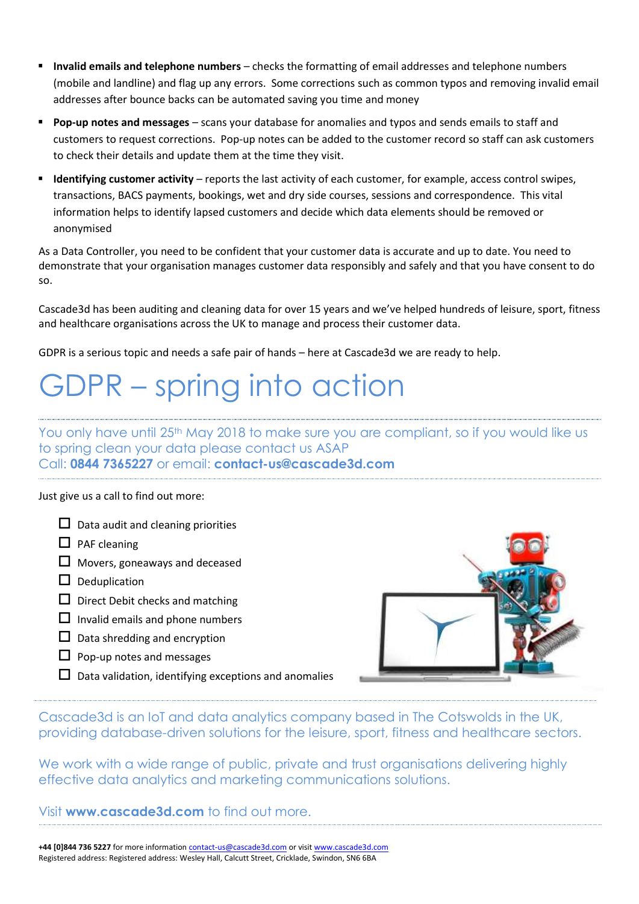- **Invalid emails and telephone numbers** – checks the formatting of email addresses and telephone numbers (mobile and landline) and flag up any errors. Some corrections such as common typos and removing invalid email addresses after bounce backs can be automated saving you time and money
- **Pop-up notes and messages** – scans your database for anomalies and typos and sends emails to staff and customers to request corrections. Pop-up notes can be added to the customer record so staff can ask customers to check their details and update them at the time they visit.
- **Identifying customer activity** – reports the last activity of each customer, for example, access control swipes, transactions, BACS payments, bookings, wet and dry side courses, sessions and correspondence. This vital information helps to identify lapsed customers and decide which data elements should be removed or anonymised

As a Data Controller, you need to be confident that your customer data is accurate and up to date. You need to demonstrate that your organisation manages customer data responsibly and safely and that you have consent to do so.

Cascade3d has been auditing and cleaning data for over 15 years and we've helped hundreds of leisure, sport, fitness and healthcare organisations across the UK to manage and process their customer data.

GDPR is a serious topic and needs a safe pair of hands – here at Cascade3d we are ready to help.

# GDPR – spring into action

You only have until 25th May 2018 to make sure you are compliant, so if you would like us to spring clean your data please contact us ASAP
Call: **0844 7365227** or email: **contact-us@cascade3d.com**

Just give us a call to find out more:

- ☐ Data audit and cleaning priorities
- ☐ PAF cleaning
- ☐ Movers, goneaways and deceased
- ☐ Deduplication
- ☐ Direct Debit checks and matching
- ☐ Invalid emails and phone numbers
- ☐ Data shredding and encryption
- ☐ Pop-up notes and messages
- ☐ Data validation, identifying exceptions and anomalies

Cascade3d is an IoT and data analytics company based in The Cotswolds in the UK, providing database-driven solutions for the leisure, sport, fitness and healthcare sectors.

We work with a wide range of public, private and trust organisations delivering highly effective data analytics and marketing communications solutions.

Visit **www.cascade3d.com** to find out more.

**+44 [0]844 736 5227** for more information contact-us@cascade3d.com or visit www.cascade3d.com
Registered address: Registered address: Wesley Hall, Calcutt Street, Cricklade, Swindon, SN6 6BA